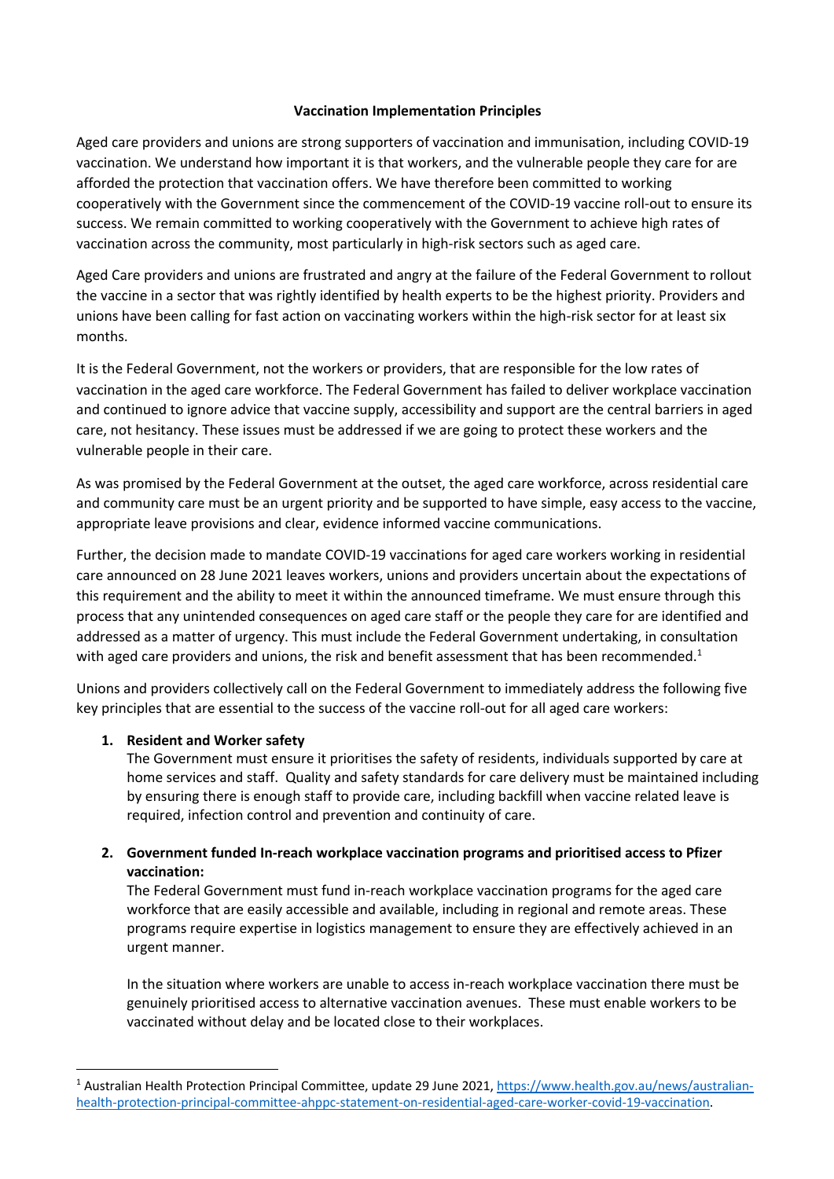# Vaccination Implementation Principles

Aged care providers and unions are strong supporters of vaccination and immunisation, including COVID-19 vaccination. We understand how important it is that workers, and the vulnerable people they care for are afforded the protection that vaccination offers. We have therefore been committed to working cooperatively with the Government since the commencement of the COVID-19 vaccine roll-out to ensure its success. We remain committed to working cooperatively with the Government to achieve high rates of vaccination across the community, most particularly in high-risk sectors such as aged care.

Aged Care providers and unions are frustrated and angry at the failure of the Federal Government to rollout the vaccine in a sector that was rightly identified by health experts to be the highest priority. Providers and unions have been calling for fast action on vaccinating workers within the high-risk sector for at least six months.

It is the Federal Government, not the workers or providers, that are responsible for the low rates of vaccination in the aged care workforce. The Federal Government has failed to deliver workplace vaccination and continued to ignore advice that vaccine supply, accessibility and support are the central barriers in aged care, not hesitancy. These issues must be addressed if we are going to protect these workers and the vulnerable people in their care.

As was promised by the Federal Government at the outset, the aged care workforce, across residential care and community care must be an urgent priority and be supported to have simple, easy access to the vaccine, appropriate leave provisions and clear, evidence informed vaccine communications.

Further, the decision made to mandate COVID-19 vaccinations for aged care workers working in residential care announced on 28 June 2021 leaves workers, unions and providers uncertain about the expectations of this requirement and the ability to meet it within the announced timeframe. We must ensure through this process that any unintended consequences on aged care staff or the people they care for are identified and addressed as a matter of urgency. This must include the Federal Government undertaking, in consultation with aged care providers and unions, the risk and benefit assessment that has been recommended.[1]

Unions and providers collectively call on the Federal Government to immediately address the following five key principles that are essential to the success of the vaccine roll-out for all aged care workers:

1. **Resident and Worker safety**
   The Government must ensure it prioritises the safety of residents, individuals supported by care at home services and staff. Quality and safety standards for care delivery must be maintained including by ensuring there is enough staff to provide care, including backfill when vaccine related leave is required, infection control and prevention and continuity of care.

2. **Government funded In-reach workplace vaccination programs and prioritised access to Pfizer vaccination:**
   The Federal Government must fund in-reach workplace vaccination programs for the aged care workforce that are easily accessible and available, including in regional and remote areas. These programs require expertise in logistics management to ensure they are effectively achieved in an urgent manner.

   In the situation where workers are unable to access in-reach workplace vaccination there must be genuinely prioritised access to alternative vaccination avenues. These must enable workers to be vaccinated without delay and be located close to their workplaces.

---

[1] Australian Health Protection Principal Committee, update 29 June 2021, https://www.health.gov.au/news/australian-health-protection-principal-committee-ahppc-statement-on-residential-aged-care-worker-covid-19-vaccination.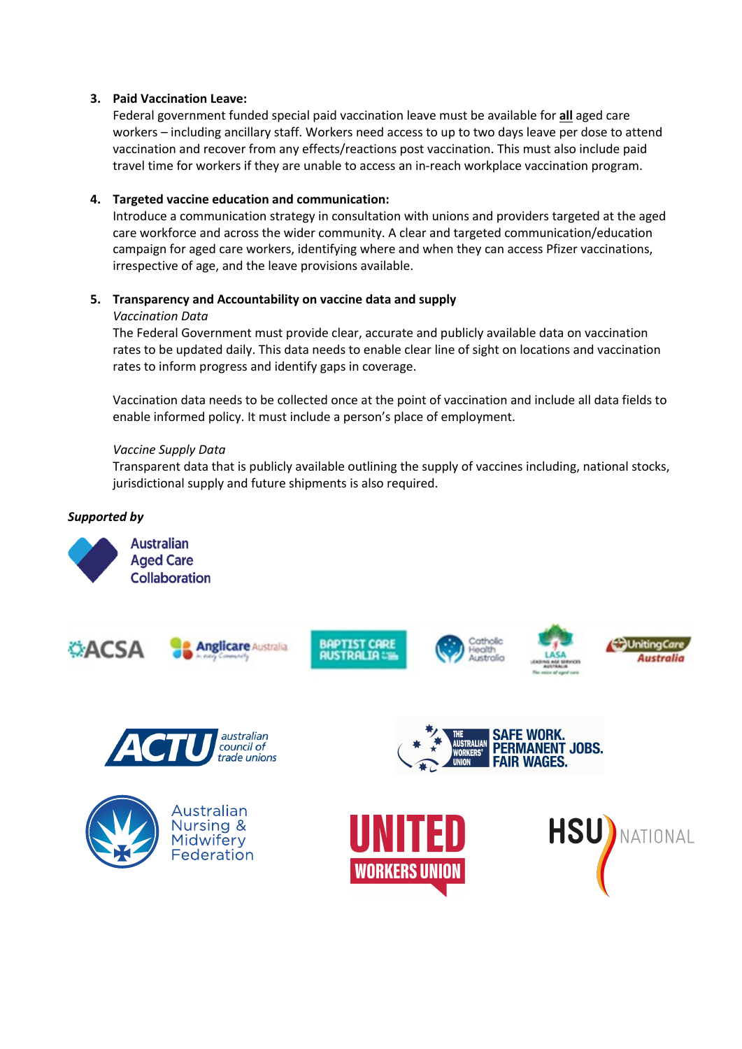3. **Paid Vaccination Leave:**
   Federal government funded special paid vaccination leave must be available for **<u>all</u>** aged care workers – including ancillary staff. Workers need access to up to two days leave per dose to attend vaccination and recover from any effects/reactions post vaccination. This must also include paid travel time for workers if they are unable to access an in-reach workplace vaccination program.

4. **Targeted vaccine education and communication:**
   Introduce a communication strategy in consultation with unions and providers targeted at the aged care workforce and across the wider community. A clear and targeted communication/education campaign for aged care workers, identifying where and when they can access Pfizer vaccinations, irrespective of age, and the leave provisions available.

5. **Transparency and Accountability on vaccine data and supply**
   *Vaccination Data*
   The Federal Government must provide clear, accurate and publicly available data on vaccination rates to be updated daily. This data needs to enable clear line of sight on locations and vaccination rates to inform progress and identify gaps in coverage.

   Vaccination data needs to be collected once at the point of vaccination and include all data fields to enable informed policy. It must include a person's place of employment.

   *Vaccine Supply Data*
   Transparent data that is publicly available outlining the supply of vaccines including, national stocks, jurisdictional supply and future shipments is also required.

***Supported by***

Australian Aged Care Collaboration

ACSA
Anglicare Australia
Baptist Care Australia
Catholic Health Australia
LASA
UnitingCare Australia

ACTU australian council of trade unions
The Australian Workers' Union – Safe Work. Permanent Jobs. Fair Wages.
Australian Nursing & Midwifery Federation
United Workers Union
HSU National